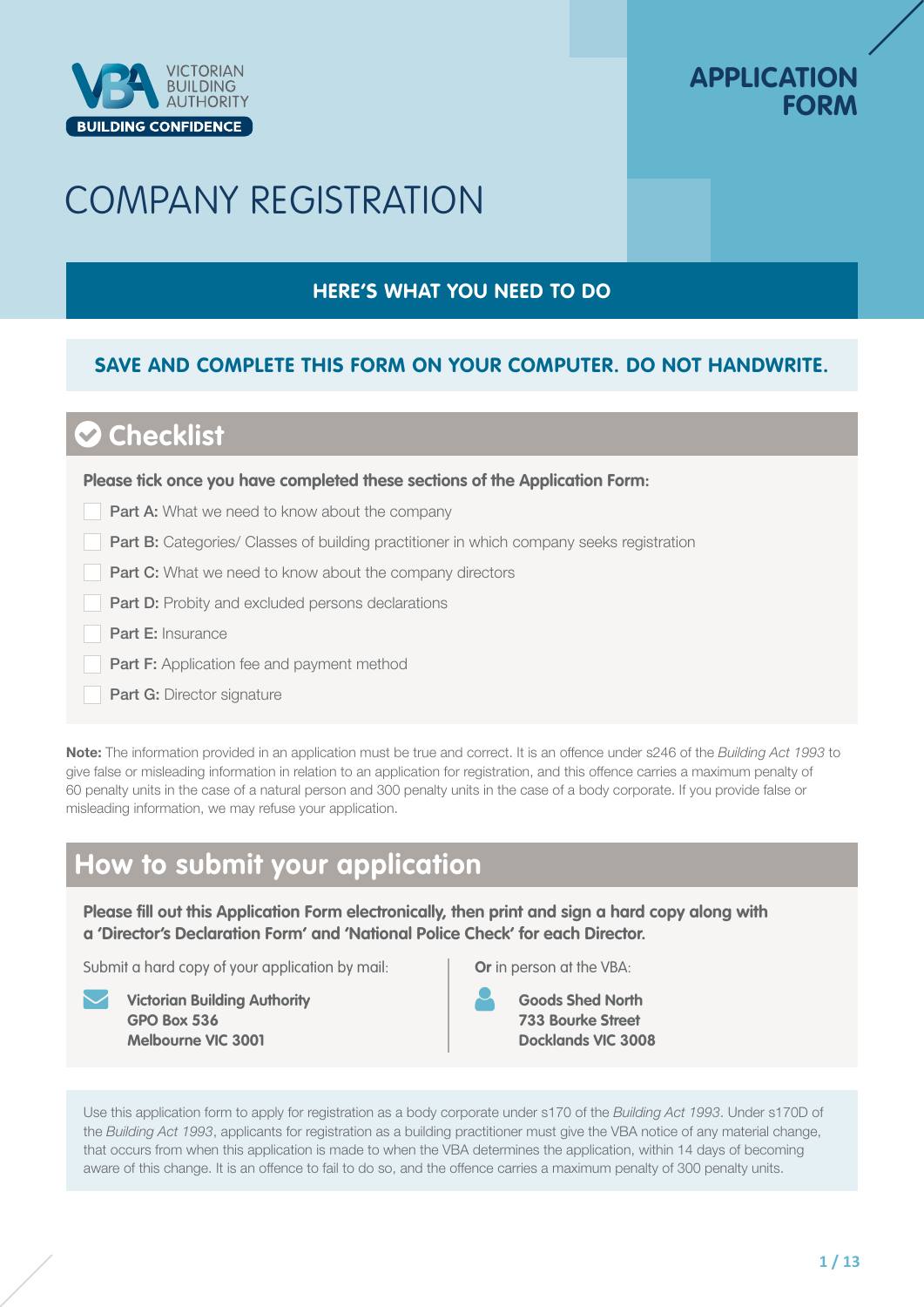VICTORIAN BUILDING AUTHORITY
BUILDING CONFIDENCE

**APPLICATION FORM**

# COMPANY REGISTRATION

## HERE'S WHAT YOU NEED TO DO

**SAVE AND COMPLETE THIS FORM ON YOUR COMPUTER. DO NOT HANDWRITE.**

## Checklist

**Please tick once you have completed these sections of the Application Form:**

- ☐ **Part A:** What we need to know about the company
- ☐ **Part B:** Categories/ Classes of building practitioner in which company seeks registration
- ☐ **Part C:** What we need to know about the company directors
- ☐ **Part D:** Probity and excluded persons declarations
- ☐ **Part E:** Insurance
- ☐ **Part F:** Application fee and payment method
- ☐ **Part G:** Director signature

**Note:** The information provided in an application must be true and correct. It is an offence under s246 of the *Building Act 1993* to give false or misleading information in relation to an application for registration, and this offence carries a maximum penalty of 60 penalty units in the case of a natural person and 300 penalty units in the case of a body corporate. If you provide false or misleading information, we may refuse your application.

## How to submit your application

**Please fill out this Application Form electronically, then print and sign a hard copy along with a 'Director's Declaration Form' and 'National Police Check' for each Director.**

Submit a hard copy of your application by mail:

**Victorian Building Authority**
**GPO Box 536**
**Melbourne VIC 3001**

**Or** in person at the VBA:

**Goods Shed North**
**733 Bourke Street**
**Docklands VIC 3008**

Use this application form to apply for registration as a body corporate under s170 of the *Building Act 1993*. Under s170D of the *Building Act 1993*, applicants for registration as a building practitioner must give the VBA notice of any material change, that occurs from when this application is made to when the VBA determines the application, within 14 days of becoming aware of this change. It is an offence to fail to do so, and the offence carries a maximum penalty of 300 penalty units.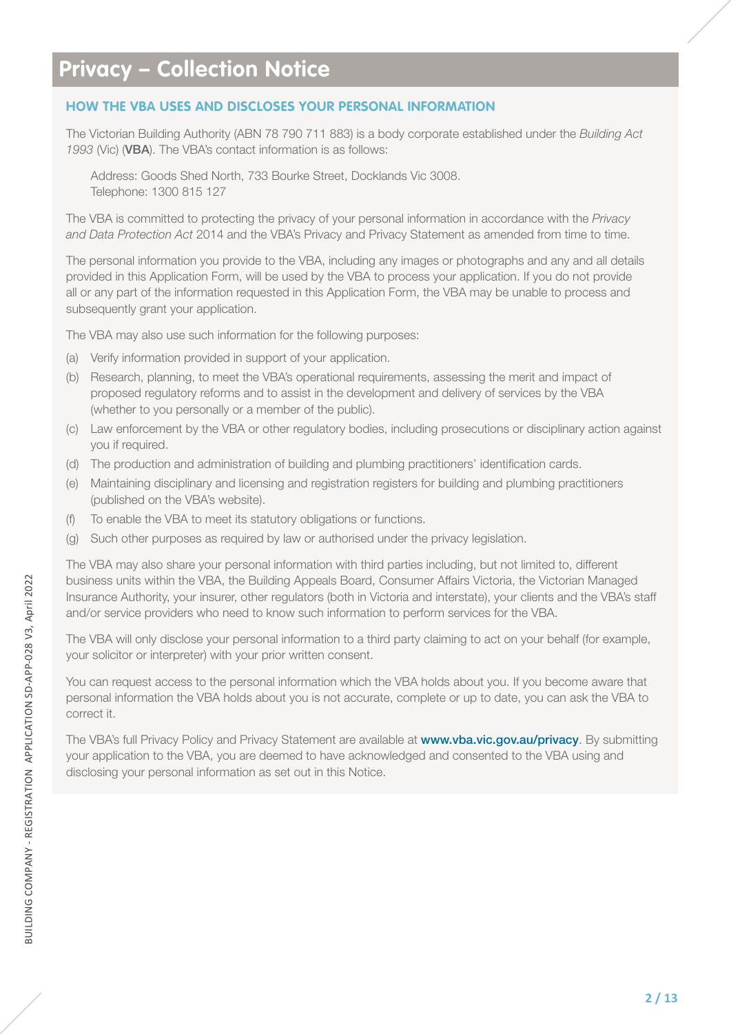# Privacy – Collection Notice

## HOW THE VBA USES AND DISCLOSES YOUR PERSONAL INFORMATION

The Victorian Building Authority (ABN 78 790 711 883) is a body corporate established under the *Building Act 1993* (Vic) (**VBA**). The VBA's contact information is as follows:

Address: Goods Shed North, 733 Bourke Street, Docklands Vic 3008.
Telephone: 1300 815 127

The VBA is committed to protecting the privacy of your personal information in accordance with the *Privacy and Data Protection Act* 2014 and the VBA's Privacy and Privacy Statement as amended from time to time.

The personal information you provide to the VBA, including any images or photographs and any and all details provided in this Application Form, will be used by the VBA to process your application. If you do not provide all or any part of the information requested in this Application Form, the VBA may be unable to process and subsequently grant your application.

The VBA may also use such information for the following purposes:

(a) Verify information provided in support of your application.

(b) Research, planning, to meet the VBA's operational requirements, assessing the merit and impact of proposed regulatory reforms and to assist in the development and delivery of services by the VBA (whether to you personally or a member of the public).

(c) Law enforcement by the VBA or other regulatory bodies, including prosecutions or disciplinary action against you if required.

(d) The production and administration of building and plumbing practitioners' identification cards.

(e) Maintaining disciplinary and licensing and registration registers for building and plumbing practitioners (published on the VBA's website).

(f) To enable the VBA to meet its statutory obligations or functions.

(g) Such other purposes as required by law or authorised under the privacy legislation.

The VBA may also share your personal information with third parties including, but not limited to, different business units within the VBA, the Building Appeals Board, Consumer Affairs Victoria, the Victorian Managed Insurance Authority, your insurer, other regulators (both in Victoria and interstate), your clients and the VBA's staff and/or service providers who need to know such information to perform services for the VBA.

The VBA will only disclose your personal information to a third party claiming to act on your behalf (for example, your solicitor or interpreter) with your prior written consent.

You can request access to the personal information which the VBA holds about you. If you become aware that personal information the VBA holds about you is not accurate, complete or up to date, you can ask the VBA to correct it.

The VBA's full Privacy Policy and Privacy Statement are available at **www.vba.vic.gov.au/privacy**. By submitting your application to the VBA, you are deemed to have acknowledged and consented to the VBA using and disclosing your personal information as set out in this Notice.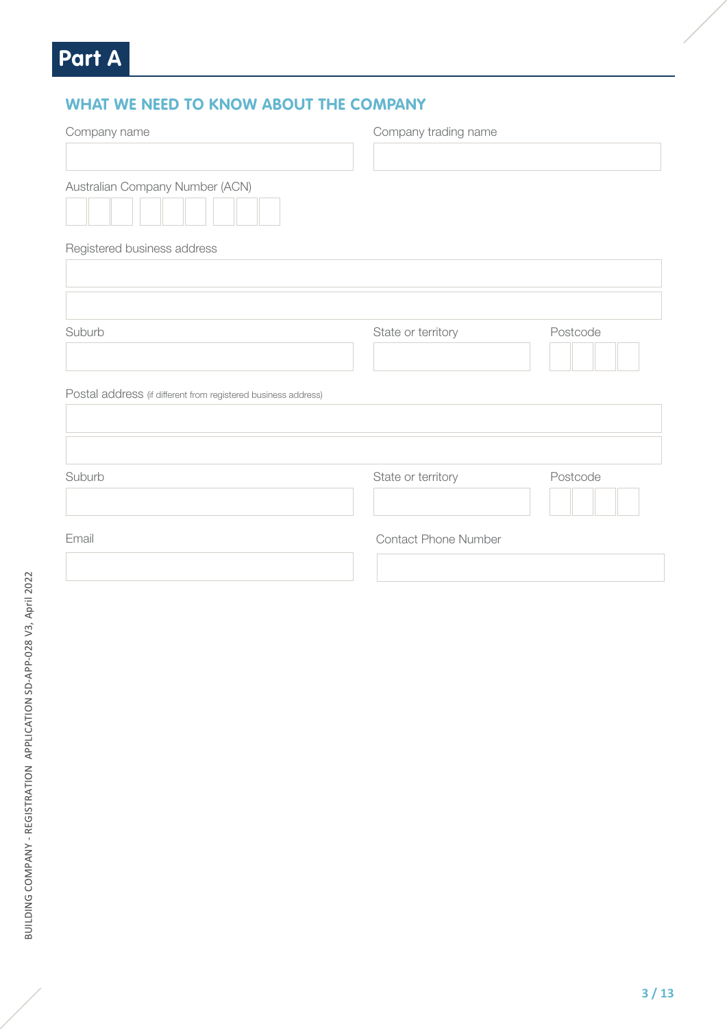# Part A

## WHAT WE NEED TO KNOW ABOUT THE COMPANY

Company name

Company trading name

Australian Company Number (ACN)

Registered business address

Suburb

State or territory

Postcode

Postal address (if different from registered business address)

Suburb

State or territory

Postcode

Email

Contact Phone Number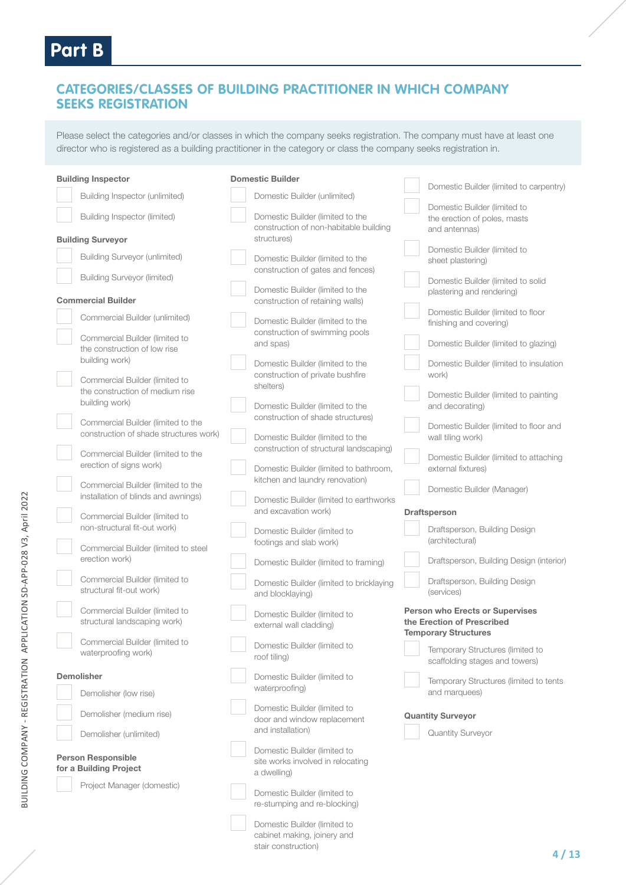# Part B

## CATEGORIES/CLASSES OF BUILDING PRACTITIONER IN WHICH COMPANY SEEKS REGISTRATION

Please select the categories and/or classes in which the company seeks registration. The company must have at least one director who is registered as a building practitioner in the category or class the company seeks registration in.

**Building Inspector**

- ☐ Building Inspector (unlimited)
- ☐ Building Inspector (limited)

**Building Surveyor**

- ☐ Building Surveyor (unlimited)
- ☐ Building Surveyor (limited)

**Commercial Builder**

- ☐ Commercial Builder (unlimited)
- ☐ Commercial Builder (limited to the construction of low rise building work)
- ☐ Commercial Builder (limited to the construction of medium rise building work)
- ☐ Commercial Builder (limited to the construction of shade structures work)
- ☐ Commercial Builder (limited to the erection of signs work)
- ☐ Commercial Builder (limited to the installation of blinds and awnings)
- ☐ Commercial Builder (limited to non-structural fit-out work)
- ☐ Commercial Builder (limited to steel erection work)
- ☐ Commercial Builder (limited to structural fit-out work)
- ☐ Commercial Builder (limited to structural landscaping work)
- ☐ Commercial Builder (limited to waterproofing work)

**Demolisher**

- ☐ Demolisher (low rise)
- ☐ Demolisher (medium rise)
- ☐ Demolisher (unlimited)

**Person Responsible for a Building Project**

- ☐ Project Manager (domestic)

**Domestic Builder**

- ☐ Domestic Builder (unlimited)
- ☐ Domestic Builder (limited to the construction of non-habitable building structures)
- ☐ Domestic Builder (limited to the construction of gates and fences)
- ☐ Domestic Builder (limited to the construction of retaining walls)
- ☐ Domestic Builder (limited to the construction of swimming pools and spas)
- ☐ Domestic Builder (limited to the construction of private bushfire shelters)
- ☐ Domestic Builder (limited to the construction of shade structures)
- ☐ Domestic Builder (limited to the construction of structural landscaping)
- ☐ Domestic Builder (limited to bathroom, kitchen and laundry renovation)
- ☐ Domestic Builder (limited to earthworks and excavation work)
- ☐ Domestic Builder (limited to footings and slab work)
- ☐ Domestic Builder (limited to framing)
- ☐ Domestic Builder (limited to bricklaying and blocklaying)
- ☐ Domestic Builder (limited to external wall cladding)
- ☐ Domestic Builder (limited to roof tiling)
- ☐ Domestic Builder (limited to waterproofing)
- ☐ Domestic Builder (limited to door and window replacement and installation)
- ☐ Domestic Builder (limited to site works involved in relocating a dwelling)
- ☐ Domestic Builder (limited to re-stumping and re-blocking)
- ☐ Domestic Builder (limited to cabinet making, joinery and stair construction)
- ☐ Domestic Builder (limited to carpentry)
- ☐ Domestic Builder (limited to the erection of poles, masts and antennas)
- ☐ Domestic Builder (limited to sheet plastering)
- ☐ Domestic Builder (limited to solid plastering and rendering)
- ☐ Domestic Builder (limited to floor finishing and covering)
- ☐ Domestic Builder (limited to glazing)
- ☐ Domestic Builder (limited to insulation work)
- ☐ Domestic Builder (limited to painting and decorating)
- ☐ Domestic Builder (limited to floor and wall tiling work)
- ☐ Domestic Builder (limited to attaching external fixtures)
- ☐ Domestic Builder (Manager)

**Draftsperson**

- ☐ Draftsperson, Building Design (architectural)
- ☐ Draftsperson, Building Design (interior)
- ☐ Draftsperson, Building Design (services)

**Person who Erects or Supervises the Erection of Prescribed Temporary Structures**

- ☐ Temporary Structures (limited to scaffolding stages and towers)
- ☐ Temporary Structures (limited to tents and marquees)

**Quantity Surveyor**

- ☐ Quantity Surveyor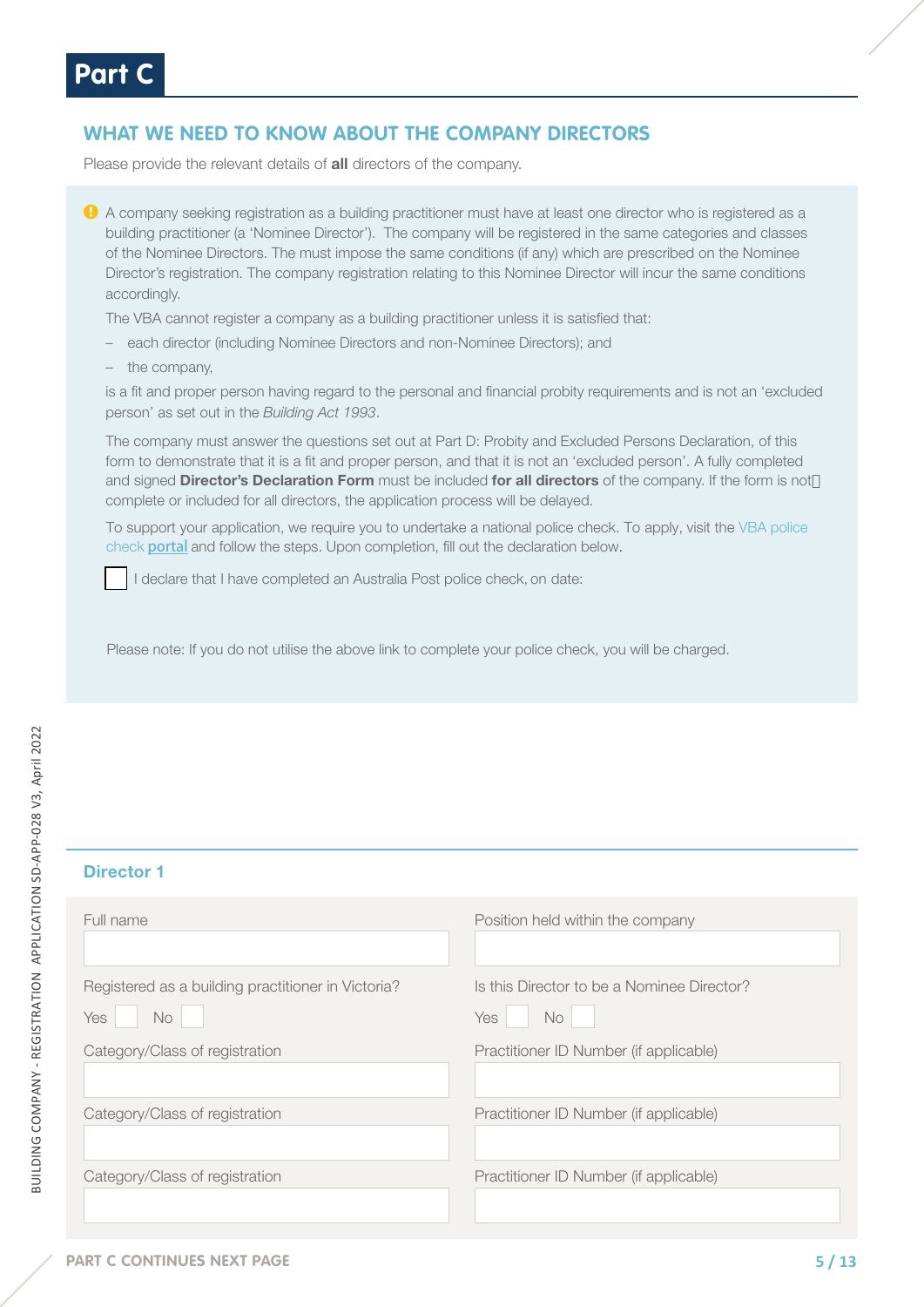# Part C

## WHAT WE NEED TO KNOW ABOUT THE COMPANY DIRECTORS

Please provide the relevant details of **all** directors of the company.

A company seeking registration as a building practitioner must have at least one director who is registered as a building practitioner (a 'Nominee Director'). The company will be registered in the same categories and classes of the Nominee Directors. The must impose the same conditions (if any) which are prescribed on the Nominee Director's registration. The company registration relating to this Nominee Director will incur the same conditions accordingly.

The VBA cannot register a company as a building practitioner unless it is satisfied that:

- each director (including Nominee Directors and non-Nominee Directors); and
- the company,

is a fit and proper person having regard to the personal and financial probity requirements and is not an 'excluded person' as set out in the *Building Act 1993*.

The company must answer the questions set out at Part D: Probity and Excluded Persons Declaration, of this form to demonstrate that it is a fit and proper person, and that it is not an 'excluded person'. A fully completed and signed **Director's Declaration Form** must be included **for all directors** of the company. If the form is not complete or included for all directors, the application process will be delayed.

To support your application, we require you to undertake a national police check. To apply, visit the VBA police check portal and follow the steps. Upon completion, fill out the declaration below.

☐ I declare that I have completed an Australia Post police check, on date:

Please note: If you do not utilise the above link to complete your police check, you will be charged.

### Director 1

| | |
|---|---|
| Full name | Position held within the company |
| | |
| Registered as a building practitioner in Victoria? Yes ☐ No ☐ | Is this Director to be a Nominee Director? Yes ☐ No ☐ |
| Category/Class of registration | Practitioner ID Number (if applicable) |
| | |
| Category/Class of registration | Practitioner ID Number (if applicable) |
| | |
| Category/Class of registration | Practitioner ID Number (if applicable) |
| | |

PART C CONTINUES NEXT PAGE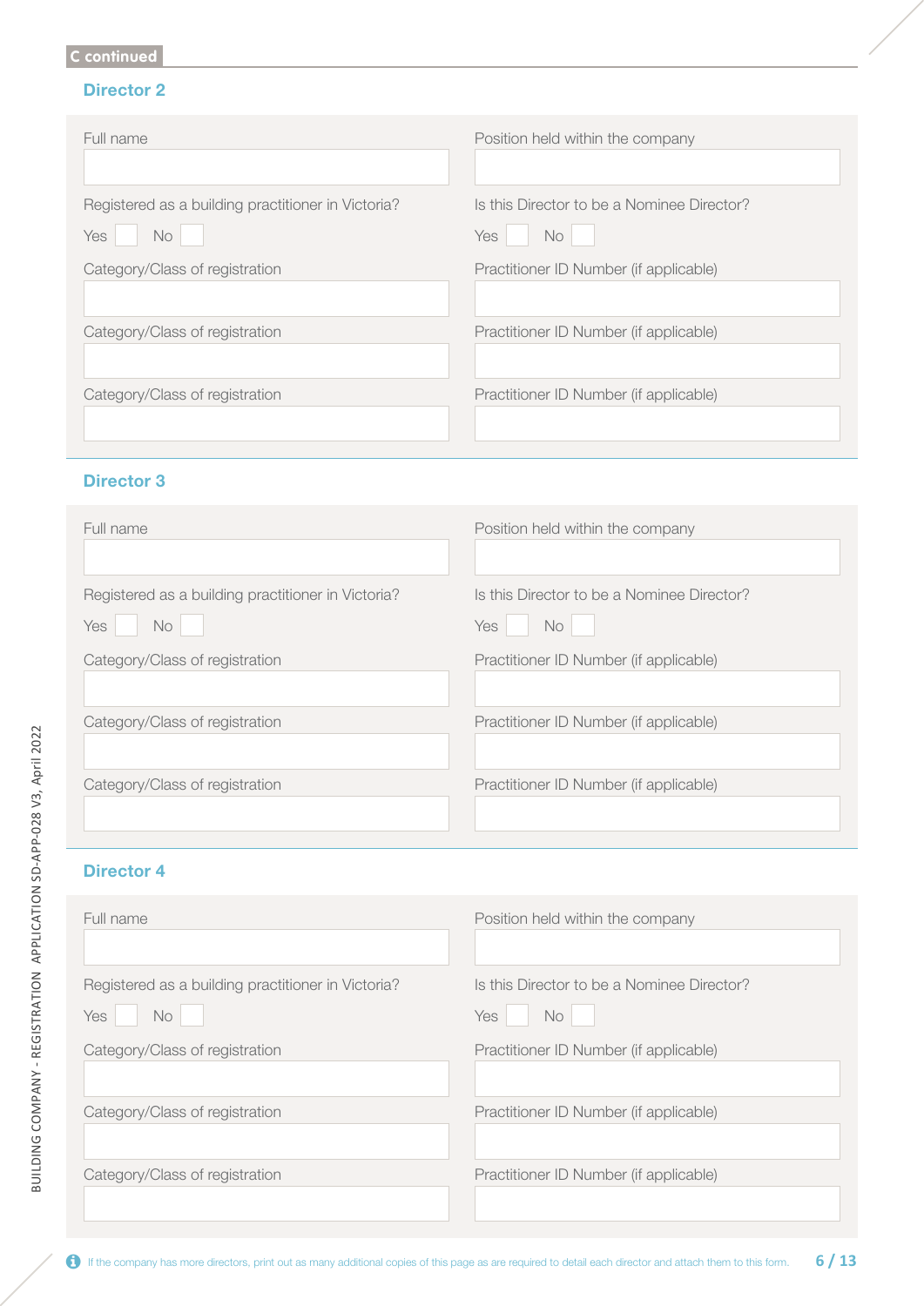**C continued**

### Director 2

Full name

Position held within the company

Registered as a building practitioner in Victoria?

Yes ☐ No ☐

Is this Director to be a Nominee Director?

Yes ☐ No ☐

| Category/Class of registration | Practitioner ID Number (if applicable) |
| --- | --- |
| | |
| | |
| | |

### Director 3

Full name

Position held within the company

Registered as a building practitioner in Victoria?

Yes ☐ No ☐

Is this Director to be a Nominee Director?

Yes ☐ No ☐

| Category/Class of registration | Practitioner ID Number (if applicable) |
| --- | --- |
| | |
| | |
| | |

### Director 4

Full name

Position held within the company

Registered as a building practitioner in Victoria?

Yes ☐ No ☐

Is this Director to be a Nominee Director?

Yes ☐ No ☐

| Category/Class of registration | Practitioner ID Number (if applicable) |
| --- | --- |
| | |
| | |
| | |

If the company has more directors, print out as many additional copies of this page as are required to detail each director and attach them to this form.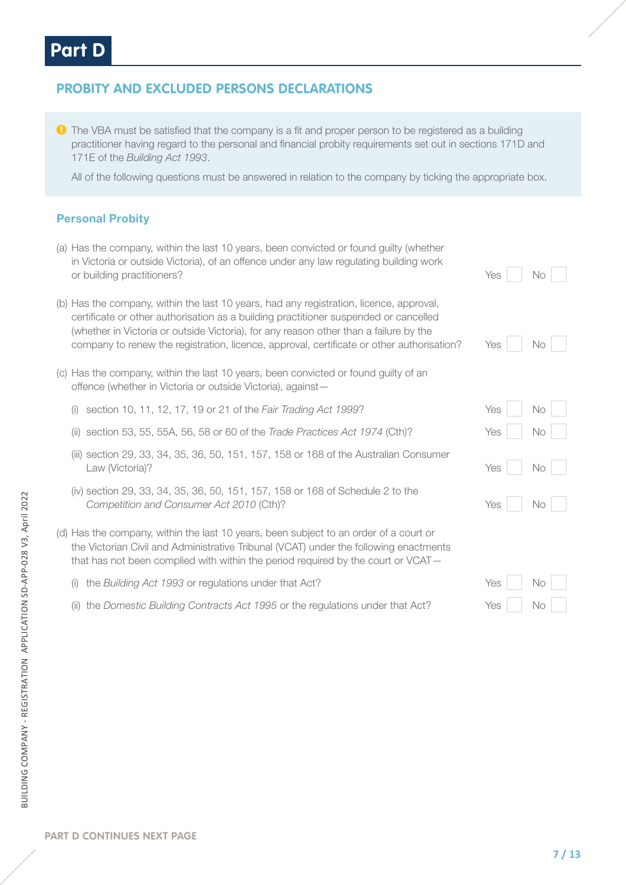# Part D

## PROBITY AND EXCLUDED PERSONS DECLARATIONS

The VBA must be satisfied that the company is a fit and proper person to be registered as a building practitioner having regard to the personal and financial probity requirements set out in sections 171D and 171E of the *Building Act 1993*.

All of the following questions must be answered in relation to the company by ticking the appropriate box.

### Personal Probity

(a) Has the company, within the last 10 years, been convicted or found guilty (whether in Victoria or outside Victoria), of an offence under any law regulating building work or building practitioners? Yes ☐ No ☐

(b) Has the company, within the last 10 years, had any registration, licence, approval, certificate or other authorisation as a building practitioner suspended or cancelled (whether in Victoria or outside Victoria), for any reason other than a failure by the company to renew the registration, licence, approval, certificate or other authorisation? Yes ☐ No ☐

(c) Has the company, within the last 10 years, been convicted or found guilty of an offence (whether in Victoria or outside Victoria), against—

(i) section 10, 11, 12, 17, 19 or 21 of the *Fair Trading Act 1999*? Yes ☐ No ☐

(ii) section 53, 55, 55A, 56, 58 or 60 of the *Trade Practices Act 1974* (Cth)? Yes ☐ No ☐

(iii) section 29, 33, 34, 35, 36, 50, 151, 157, 158 or 168 of the Australian Consumer Law (Victoria)? Yes ☐ No ☐

(iv) section 29, 33, 34, 35, 36, 50, 151, 157, 158 or 168 of Schedule 2 to the *Competition and Consumer Act 2010* (Cth)? Yes ☐ No ☐

(d) Has the company, within the last 10 years, been subject to an order of a court or the Victorian Civil and Administrative Tribunal (VCAT) under the following enactments that has not been complied with within the period required by the court or VCAT—

(i) the *Building Act 1993* or regulations under that Act? Yes ☐ No ☐

(ii) the *Domestic Building Contracts Act 1995* or the regulations under that Act? Yes ☐ No ☐

PART D CONTINUES NEXT PAGE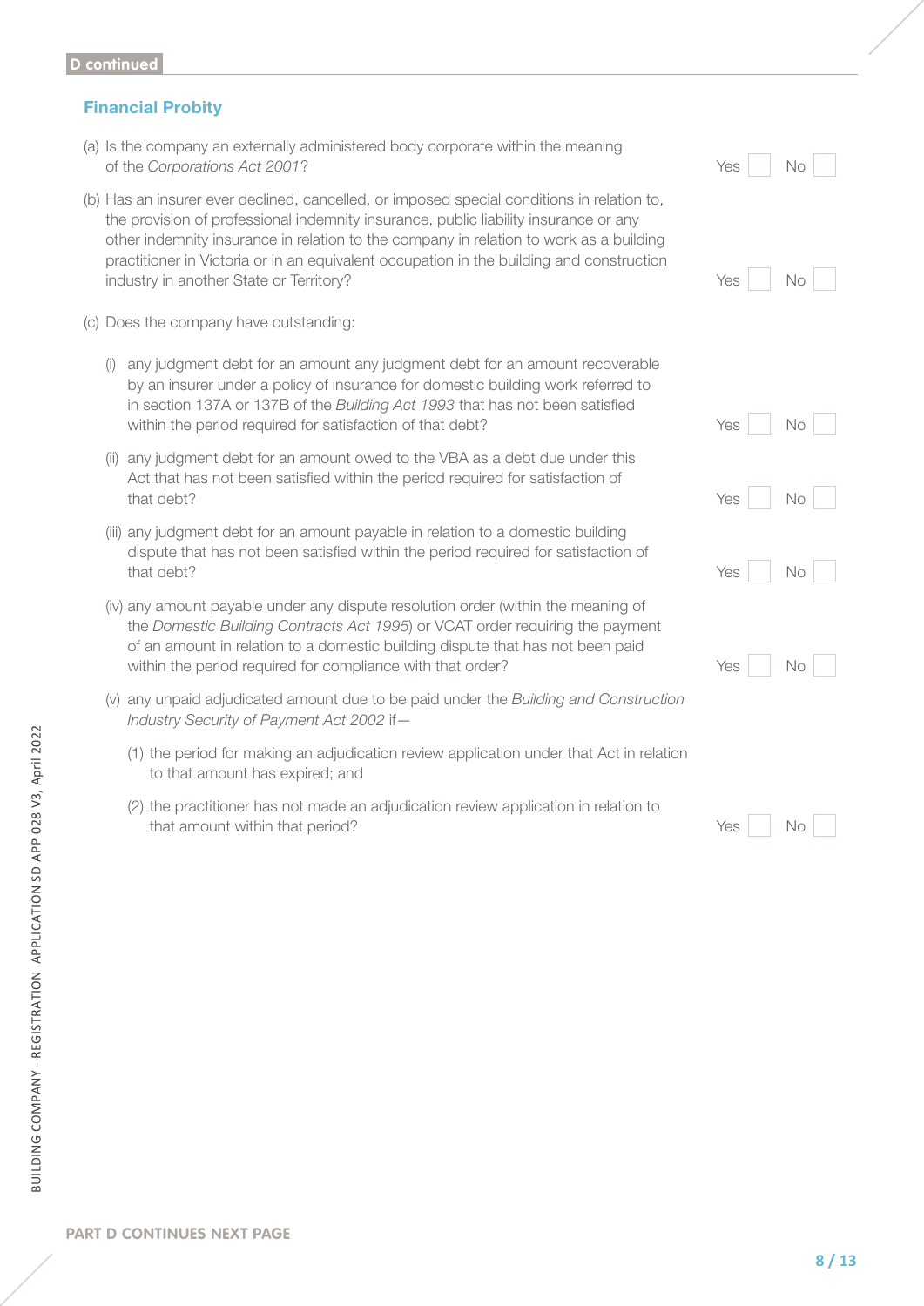D continued

## Financial Probity

(a) Is the company an externally administered body corporate within the meaning of the *Corporations Act 2001*? Yes ☐ No ☐

(b) Has an insurer ever declined, cancelled, or imposed special conditions in relation to, the provision of professional indemnity insurance, public liability insurance or any other indemnity insurance in relation to the company in relation to work as a building practitioner in Victoria or in an equivalent occupation in the building and construction industry in another State or Territory? Yes ☐ No ☐

(c) Does the company have outstanding:

(i) any judgment debt for an amount any judgment debt for an amount recoverable by an insurer under a policy of insurance for domestic building work referred to in section 137A or 137B of the *Building Act 1993* that has not been satisfied within the period required for satisfaction of that debt? Yes ☐ No ☐

(ii) any judgment debt for an amount owed to the VBA as a debt due under this Act that has not been satisfied within the period required for satisfaction of that debt? Yes ☐ No ☐

(iii) any judgment debt for an amount payable in relation to a domestic building dispute that has not been satisfied within the period required for satisfaction of that debt? Yes ☐ No ☐

(iv) any amount payable under any dispute resolution order (within the meaning of the *Domestic Building Contracts Act 1995*) or VCAT order requiring the payment of an amount in relation to a domestic building dispute that has not been paid within the period required for compliance with that order? Yes ☐ No ☐

(v) any unpaid adjudicated amount due to be paid under the *Building and Construction Industry Security of Payment Act 2002* if—

(1) the period for making an adjudication review application under that Act in relation to that amount has expired; and

(2) the practitioner has not made an adjudication review application in relation to that amount within that period? Yes ☐ No ☐

PART D CONTINUES NEXT PAGE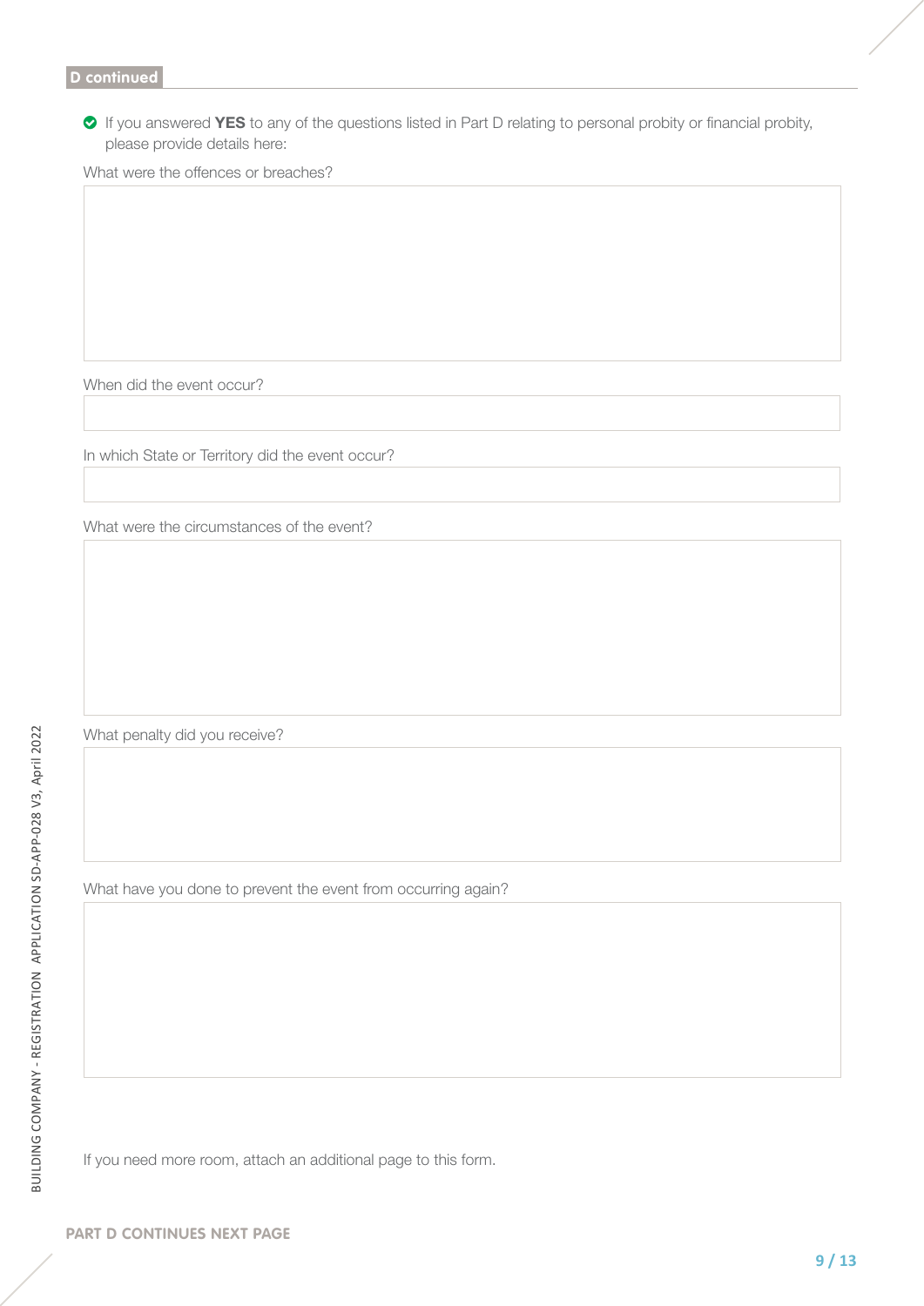## D continued

- If you answered **YES** to any of the questions listed in Part D relating to personal probity or financial probity, please provide details here:

What were the offences or breaches?

When did the event occur?

In which State or Territory did the event occur?

What were the circumstances of the event?

What penalty did you receive?

What have you done to prevent the event from occurring again?

If you need more room, attach an additional page to this form.

**PART D CONTINUES NEXT PAGE**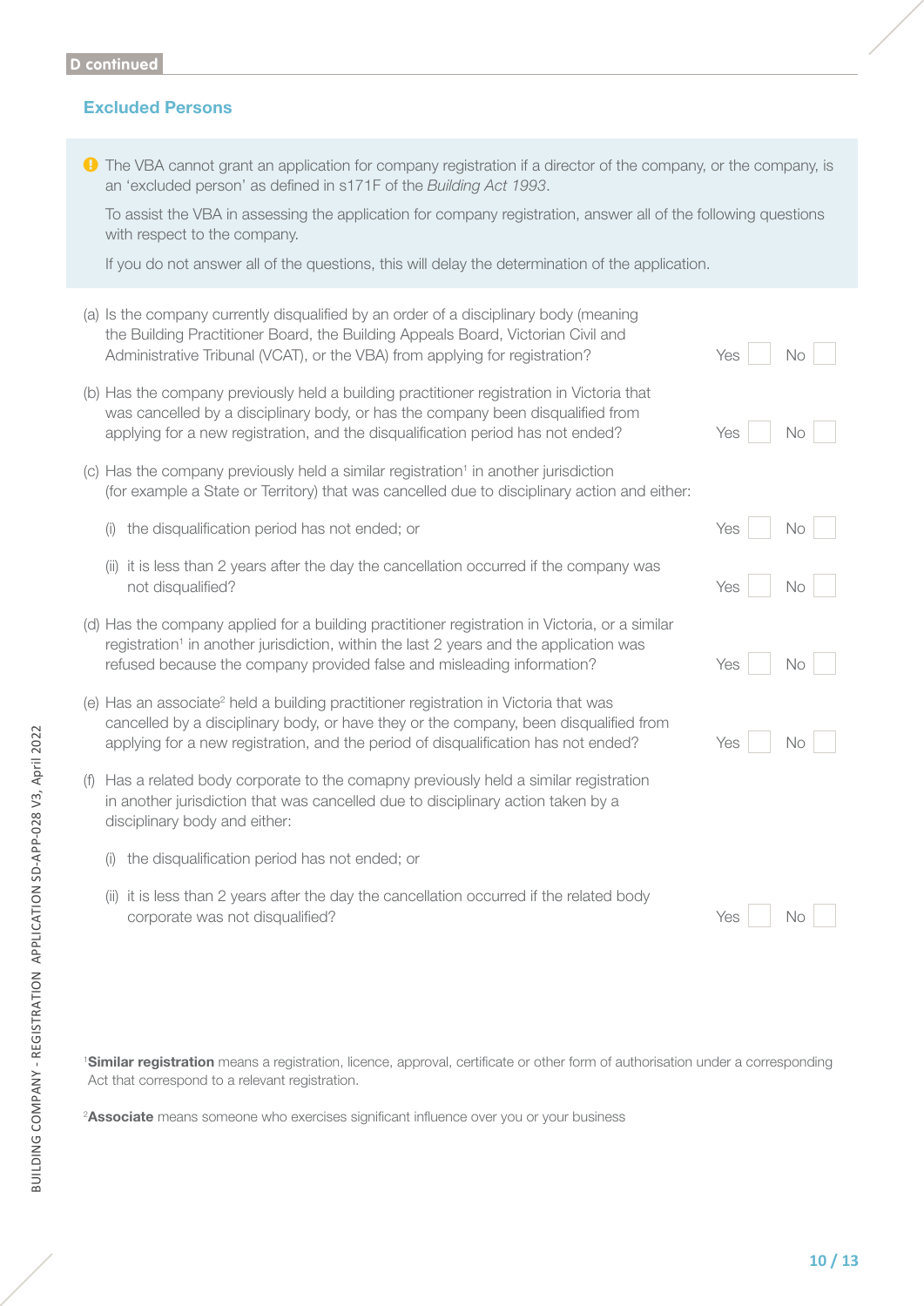**D continued**

## Excluded Persons

The VBA cannot grant an application for company registration if a director of the company, or the company, is an 'excluded person' as defined in s171F of the *Building Act 1993*.

To assist the VBA in assessing the application for company registration, answer all of the following questions with respect to the company.

If you do not answer all of the questions, this will delay the determination of the application.

(a) Is the company currently disqualified by an order of a disciplinary body (meaning the Building Practitioner Board, the Building Appeals Board, Victorian Civil and Administrative Tribunal (VCAT), or the VBA) from applying for registration? Yes ☐ No ☐

(b) Has the company previously held a building practitioner registration in Victoria that was cancelled by a disciplinary body, or has the company been disqualified from applying for a new registration, and the disqualification period has not ended? Yes ☐ No ☐

(c) Has the company previously held a similar registration[1] in another jurisdiction (for example a State or Territory) that was cancelled due to disciplinary action and either:

(i) the disqualification period has not ended; or Yes ☐ No ☐

(ii) it is less than 2 years after the day the cancellation occurred if the company was not disqualified? Yes ☐ No ☐

(d) Has the company applied for a building practitioner registration in Victoria, or a similar registration[1] in another jurisdiction, within the last 2 years and the application was refused because the company provided false and misleading information? Yes ☐ No ☐

(e) Has an associate[2] held a building practitioner registration in Victoria that was cancelled by a disciplinary body, or have they or the company, been disqualified from applying for a new registration, and the period of disqualification has not ended? Yes ☐ No ☐

(f) Has a related body corporate to the comapny previously held a similar registration in another jurisdiction that was cancelled due to disciplinary action taken by a disciplinary body and either:

(i) the disqualification period has not ended; or

(ii) it is less than 2 years after the day the cancellation occurred if the related body corporate was not disqualified? Yes ☐ No ☐

[1]**Similar registration** means a registration, licence, approval, certificate or other form of authorisation under a corresponding Act that correspond to a relevant registration.

[2]**Associate** means someone who exercises significant influence over you or your business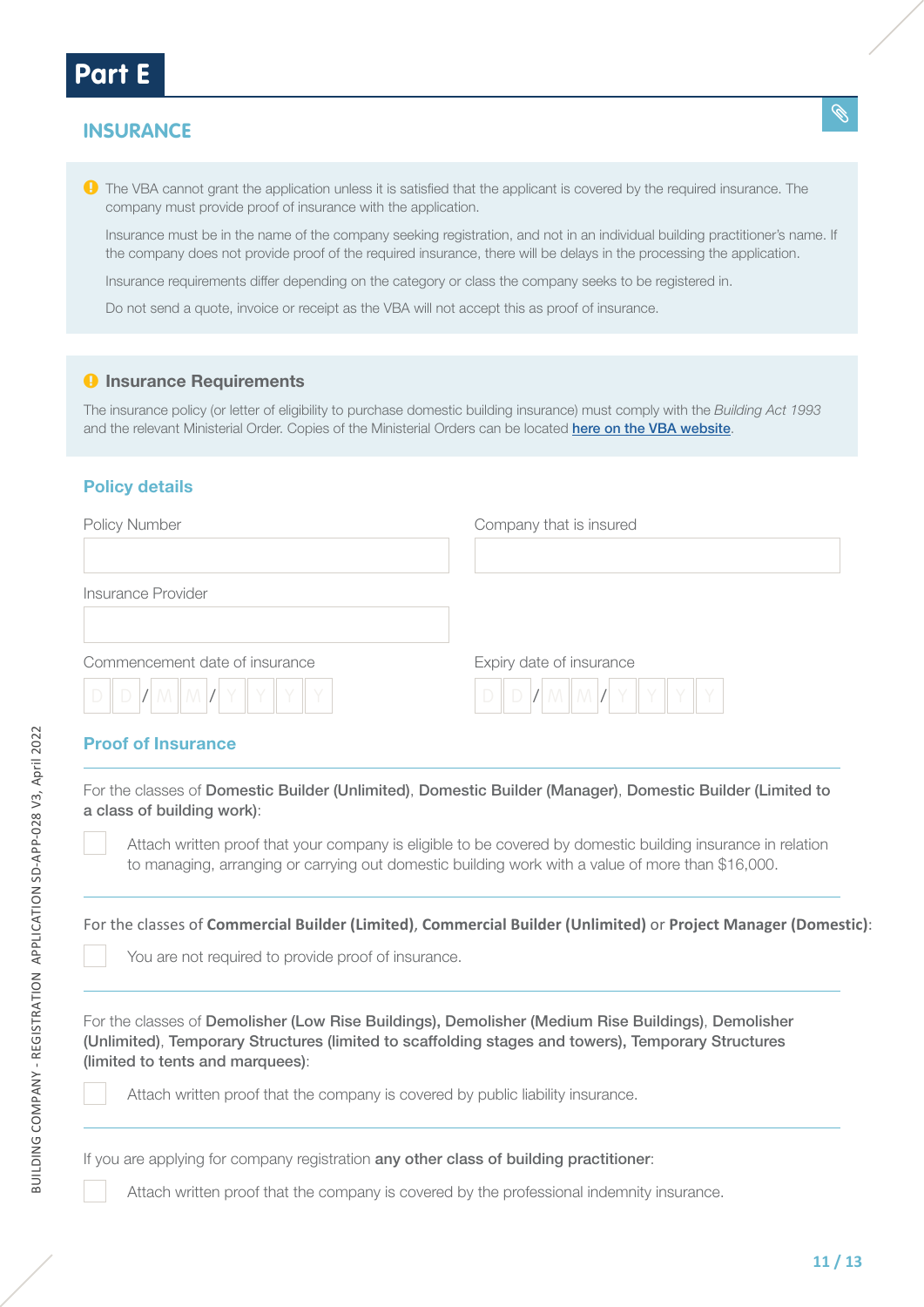# Part E

## INSURANCE

The VBA cannot grant the application unless it is satisfied that the applicant is covered by the required insurance. The company must provide proof of insurance with the application.

Insurance must be in the name of the company seeking registration, and not in an individual building practitioner's name. If the company does not provide proof of the required insurance, there will be delays in the processing the application.

Insurance requirements differ depending on the category or class the company seeks to be registered in.

Do not send a quote, invoice or receipt as the VBA will not accept this as proof of insurance.

### Insurance Requirements

The insurance policy (or letter of eligibility to purchase domestic building insurance) must comply with the *Building Act 1993* and the relevant Ministerial Order. Copies of the Ministerial Orders can be located here on the VBA website.

### Policy details

Policy Number

Company that is insured

Insurance Provider

Commencement date of insurance

D D / M M / Y Y Y Y

Expiry date of insurance

D D / M M / Y Y Y Y

### Proof of Insurance

For the classes of **Domestic Builder (Unlimited)**, **Domestic Builder (Manager)**, **Domestic Builder (Limited to a class of building work)**:

- [ ] Attach written proof that your company is eligible to be covered by domestic building insurance in relation to managing, arranging or carrying out domestic building work with a value of more than $16,000.

For the classes of **Commercial Builder (Limited)**, **Commercial Builder (Unlimited)** or **Project Manager (Domestic)**:

- [ ] You are not required to provide proof of insurance.

For the classes of **Demolisher (Low Rise Buildings), Demolisher (Medium Rise Buildings)**, **Demolisher (Unlimited)**, **Temporary Structures (limited to scaffolding stages and towers), Temporary Structures (limited to tents and marquees)**:

- [ ] Attach written proof that the company is covered by public liability insurance.

If you are applying for company registration **any other class of building practitioner**:

- [ ] Attach written proof that the company is covered by the professional indemnity insurance.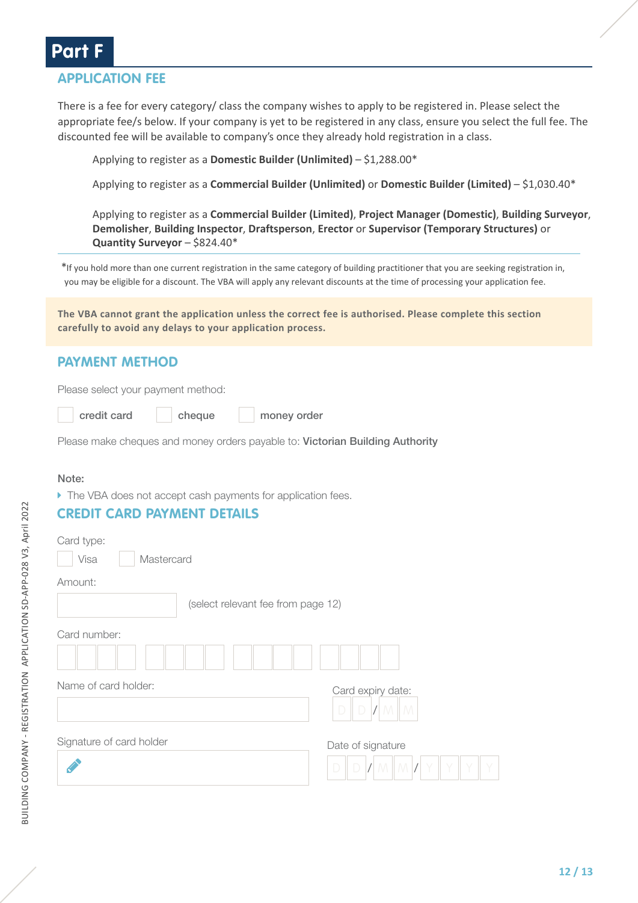# Part F

## APPLICATION FEE

There is a fee for every category/ class the company wishes to apply to be registered in. Please select the appropriate fee/s below. If your company is yet to be registered in any class, ensure you select the full fee. The discounted fee will be available to company's once they already hold registration in a class.

Applying to register as a **Domestic Builder (Unlimited)** – $1,288.00*

Applying to register as a **Commercial Builder (Unlimited)** or **Domestic Builder (Limited)** – $1,030.40*

Applying to register as a **Commercial Builder (Limited)**, **Project Manager (Domestic)**, **Building Surveyor**, **Demolisher**, **Building Inspector**, **Draftsperson**, **Erector** or **Supervisor (Temporary Structures)** or **Quantity Surveyor** – $824.40*

*If you hold more than one current registration in the same category of building practitioner that you are seeking registration in, you may be eligible for a discount. The VBA will apply any relevant discounts at the time of processing your application fee.

**The VBA cannot grant the application unless the correct fee is authorised. Please complete this section carefully to avoid any delays to your application process.**

## PAYMENT METHOD

Please select your payment method:

☐ credit card ☐ cheque ☐ money order

Please make cheques and money orders payable to: **Victorian Building Authority**

**Note:**

- The VBA does not accept cash payments for application fees.

## CREDIT CARD PAYMENT DETAILS

Card type:

☐ Visa ☐ Mastercard

Amount: (select relevant fee from page 12)

Card number:

Name of card holder:

Card expiry date: D D / M M

Signature of card holder

Date of signature D D / M M / Y Y Y Y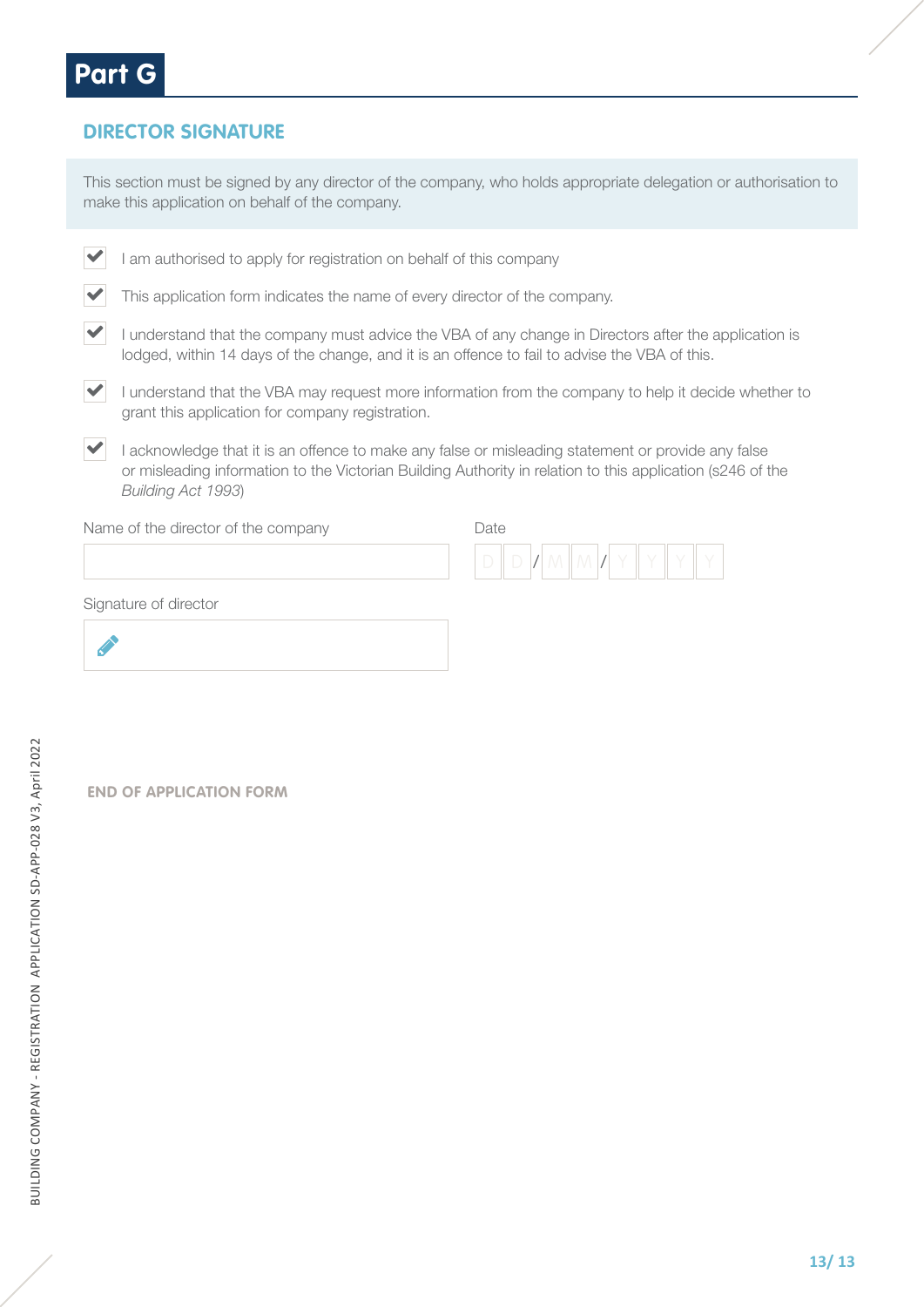# Part G

## DIRECTOR SIGNATURE

This section must be signed by any director of the company, who holds appropriate delegation or authorisation to make this application on behalf of the company.

- [x] I am authorised to apply for registration on behalf of this company
- [x] This application form indicates the name of every director of the company.
- [x] I understand that the company must advice the VBA of any change in Directors after the application is lodged, within 14 days of the change, and it is an offence to fail to advise the VBA of this.
- [x] I understand that the VBA may request more information from the company to help it decide whether to grant this application for company registration.
- [x] I acknowledge that it is an offence to make any false or misleading statement or provide any false or misleading information to the Victorian Building Authority in relation to this application (s246 of the *Building Act 1993*)

Name of the director of the company

Date

D D / M M / Y Y Y Y

Signature of director

**END OF APPLICATION FORM**

BUILDING COMPANY - REGISTRATION APPLICATION SD-APP-028 V3, April 2022